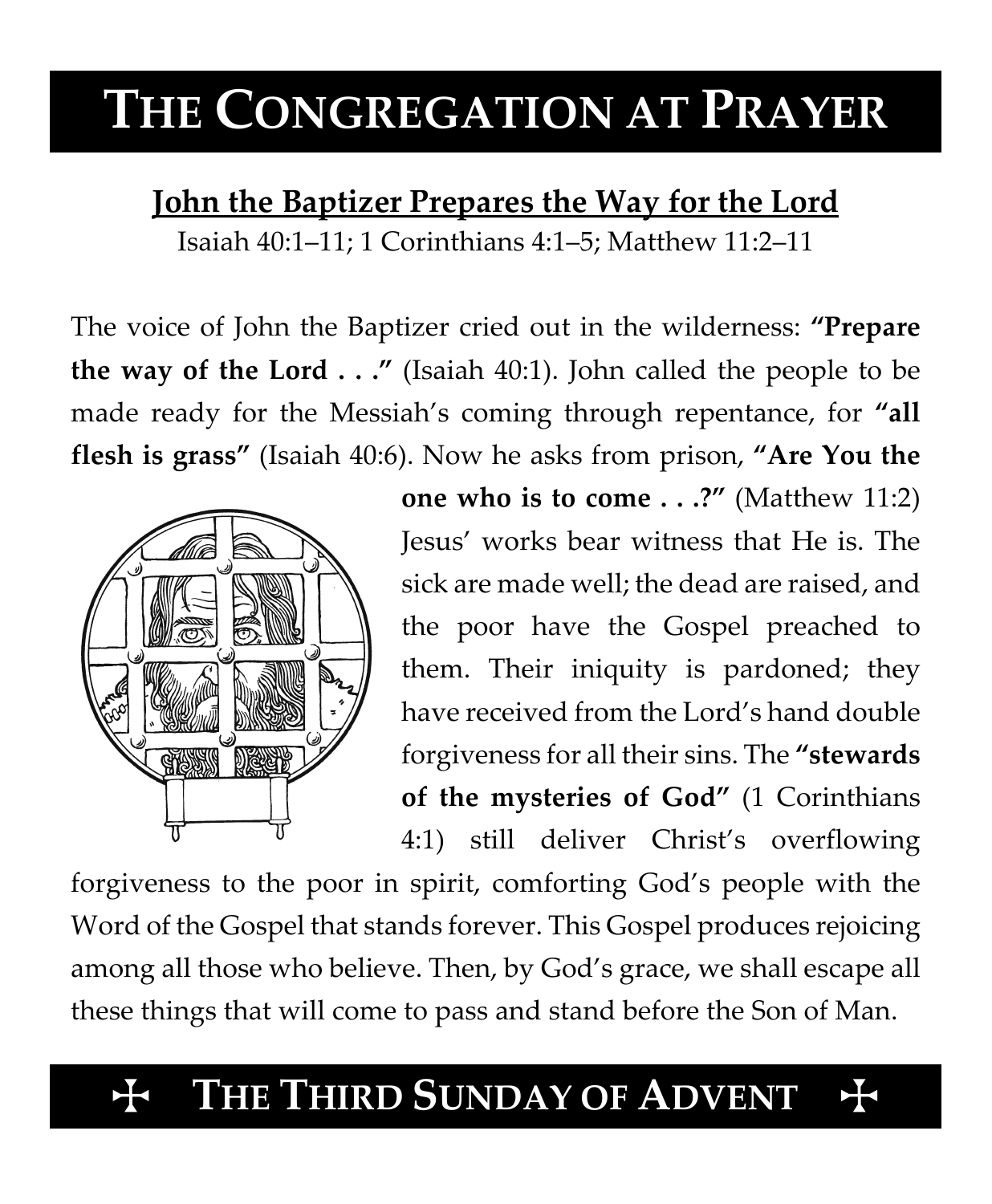# THE CONGREGATION AT PRAYER

## John the Baptizer Prepares the Way for the Lord

Isaiah 40:1–11; 1 Corinthians 4:1–5; Matthew 11:2–11

The voice of John the Baptizer cried out in the wilderness: **"Prepare the way of the Lord . . ."** (Isaiah 40:1). John called the people to be made ready for the Messiah's coming through repentance, for **"all flesh is grass"** (Isaiah 40:6). Now he asks from prison, **"Are You the one who is to come . . .?"** (Matthew 11:2) Jesus' works bear witness that He is. The sick are made well; the dead are raised, and the poor have the Gospel preached to them. Their iniquity is pardoned; they have received from the Lord's hand double forgiveness for all their sins. The **"stewards of the mysteries of God"** (1 Corinthians 4:1) still deliver Christ's overflowing forgiveness to the poor in spirit, comforting God's people with the Word of the Gospel that stands forever. This Gospel produces rejoicing among all those who believe. Then, by God's grace, we shall escape all these things that will come to pass and stand before the Son of Man.

## ✠ THE THIRD SUNDAY OF ADVENT ✠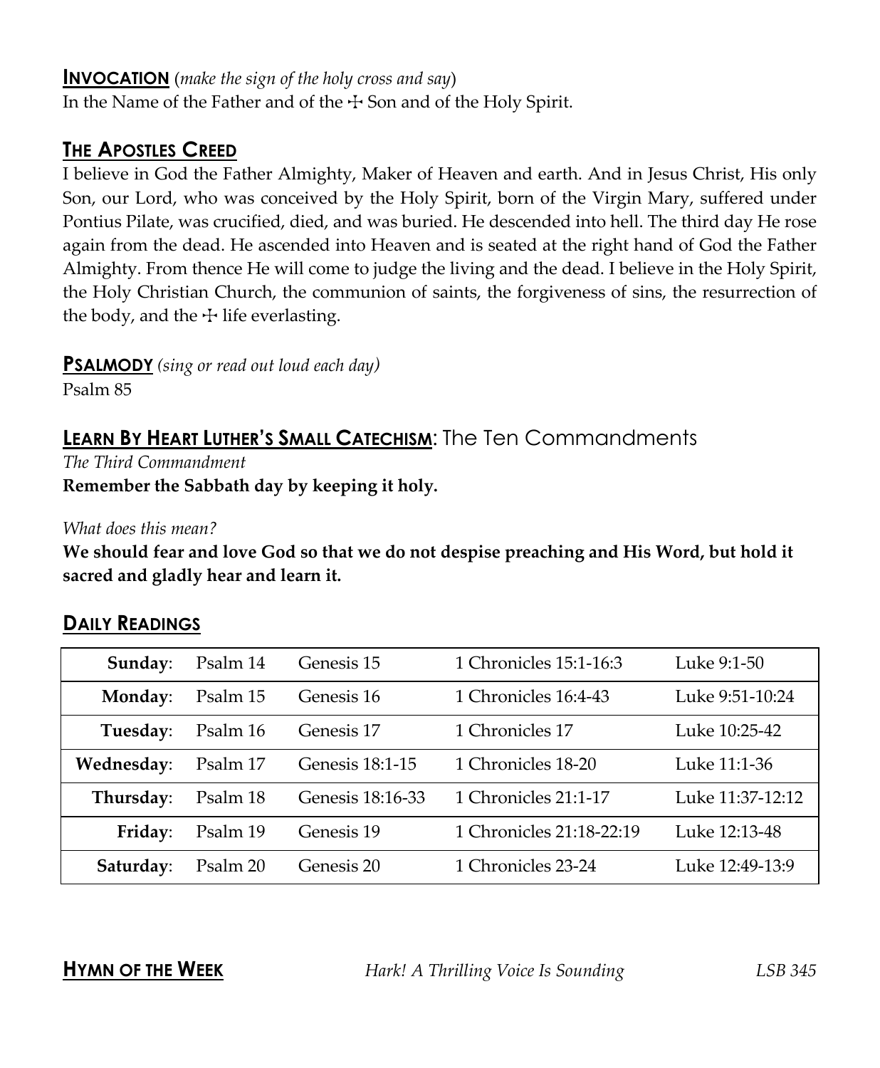## INVOCATION (*make the sign of the holy cross and say*)

In the Name of the Father and of the ☩ Son and of the Holy Spirit.

## THE APOSTLES CREED

I believe in God the Father Almighty, Maker of Heaven and earth. And in Jesus Christ, His only Son, our Lord, who was conceived by the Holy Spirit, born of the Virgin Mary, suffered under Pontius Pilate, was crucified, died, and was buried. He descended into hell. The third day He rose again from the dead. He ascended into Heaven and is seated at the right hand of God the Father Almighty. From thence He will come to judge the living and the dead. I believe in the Holy Spirit, the Holy Christian Church, the communion of saints, the forgiveness of sins, the resurrection of the body, and the ☩ life everlasting.

## PSALMODY *(sing or read out loud each day)*

Psalm 85

## LEARN BY HEART LUTHER'S SMALL CATECHISM: The Ten Commandments

*The Third Commandment*

**Remember the Sabbath day by keeping it holy.**

*What does this mean?*

**We should fear and love God so that we do not despise preaching and His Word, but hold it sacred and gladly hear and learn it.**

## DAILY READINGS

| | | | | |
|---|---|---|---|---|
| **Sunday**: | Psalm 14 | Genesis 15 | 1 Chronicles 15:1-16:3 | Luke 9:1-50 |
| **Monday**: | Psalm 15 | Genesis 16 | 1 Chronicles 16:4-43 | Luke 9:51-10:24 |
| **Tuesday**: | Psalm 16 | Genesis 17 | 1 Chronicles 17 | Luke 10:25-42 |
| **Wednesday**: | Psalm 17 | Genesis 18:1-15 | 1 Chronicles 18-20 | Luke 11:1-36 |
| **Thursday**: | Psalm 18 | Genesis 18:16-33 | 1 Chronicles 21:1-17 | Luke 11:37-12:12 |
| **Friday**: | Psalm 19 | Genesis 19 | 1 Chronicles 21:18-22:19 | Luke 12:13-48 |
| **Saturday**: | Psalm 20 | Genesis 20 | 1 Chronicles 23-24 | Luke 12:49-13:9 |

## HYMN OF THE WEEK

*Hark! A Thrilling Voice Is Sounding* — *LSB 345*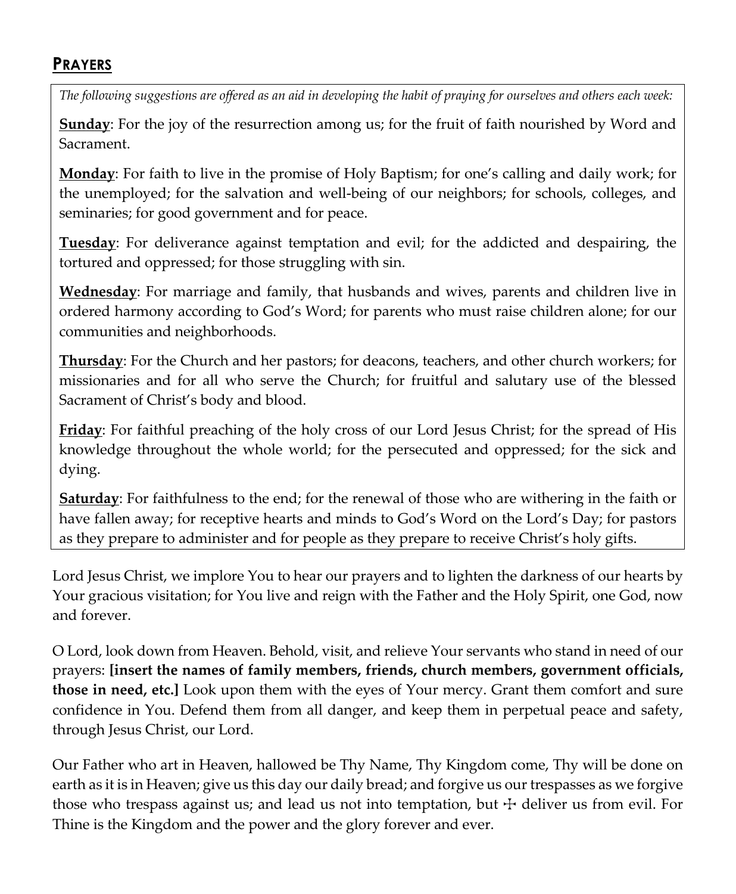## PRAYERS

*The following suggestions are offered as an aid in developing the habit of praying for ourselves and others each week:*

**Sunday**: For the joy of the resurrection among us; for the fruit of faith nourished by Word and Sacrament.

**Monday**: For faith to live in the promise of Holy Baptism; for one's calling and daily work; for the unemployed; for the salvation and well-being of our neighbors; for schools, colleges, and seminaries; for good government and for peace.

**Tuesday**: For deliverance against temptation and evil; for the addicted and despairing, the tortured and oppressed; for those struggling with sin.

**Wednesday**: For marriage and family, that husbands and wives, parents and children live in ordered harmony according to God's Word; for parents who must raise children alone; for our communities and neighborhoods.

**Thursday**: For the Church and her pastors; for deacons, teachers, and other church workers; for missionaries and for all who serve the Church; for fruitful and salutary use of the blessed Sacrament of Christ's body and blood.

**Friday**: For faithful preaching of the holy cross of our Lord Jesus Christ; for the spread of His knowledge throughout the whole world; for the persecuted and oppressed; for the sick and dying.

**Saturday**: For faithfulness to the end; for the renewal of those who are withering in the faith or have fallen away; for receptive hearts and minds to God's Word on the Lord's Day; for pastors as they prepare to administer and for people as they prepare to receive Christ's holy gifts.

Lord Jesus Christ, we implore You to hear our prayers and to lighten the darkness of our hearts by Your gracious visitation; for You live and reign with the Father and the Holy Spirit, one God, now and forever.

O Lord, look down from Heaven. Behold, visit, and relieve Your servants who stand in need of our prayers: **[insert the names of family members, friends, church members, government officials, those in need, etc.]** Look upon them with the eyes of Your mercy. Grant them comfort and sure confidence in You. Defend them from all danger, and keep them in perpetual peace and safety, through Jesus Christ, our Lord.

Our Father who art in Heaven, hallowed be Thy Name, Thy Kingdom come, Thy will be done on earth as it is in Heaven; give us this day our daily bread; and forgive us our trespasses as we forgive those who trespass against us; and lead us not into temptation, but ☩ deliver us from evil. For Thine is the Kingdom and the power and the glory forever and ever.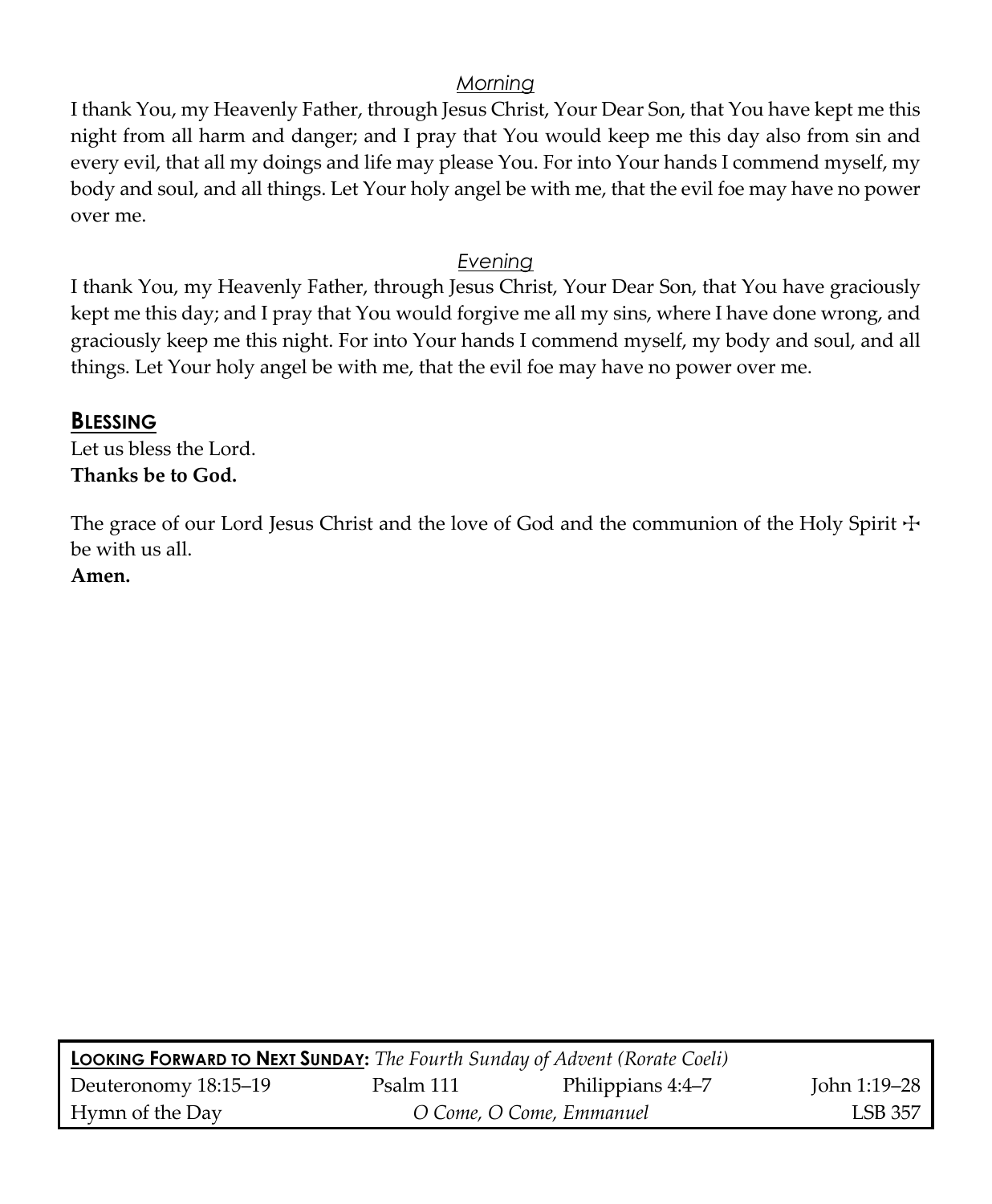*Morning*

I thank You, my Heavenly Father, through Jesus Christ, Your Dear Son, that You have kept me this night from all harm and danger; and I pray that You would keep me this day also from sin and every evil, that all my doings and life may please You. For into Your hands I commend myself, my body and soul, and all things. Let Your holy angel be with me, that the evil foe may have no power over me.

*Evening*

I thank You, my Heavenly Father, through Jesus Christ, Your Dear Son, that You have graciously kept me this day; and I pray that You would forgive me all my sins, where I have done wrong, and graciously keep me this night. For into Your hands I commend myself, my body and soul, and all things. Let Your holy angel be with me, that the evil foe may have no power over me.

## BLESSING

Let us bless the Lord.
**Thanks be to God.**

The grace of our Lord Jesus Christ and the love of God and the communion of the Holy Spirit ☩ be with us all.
**Amen.**

**LOOKING FORWARD TO NEXT SUNDAY:** *The Fourth Sunday of Advent (Rorate Coeli)*

| | | | |
|---|---|---|---|
| Deuteronomy 18:15–19 | Psalm 111 | Philippians 4:4–7 | John 1:19–28 |
| Hymn of the Day | *O Come, O Come, Emmanuel* | | LSB 357 |